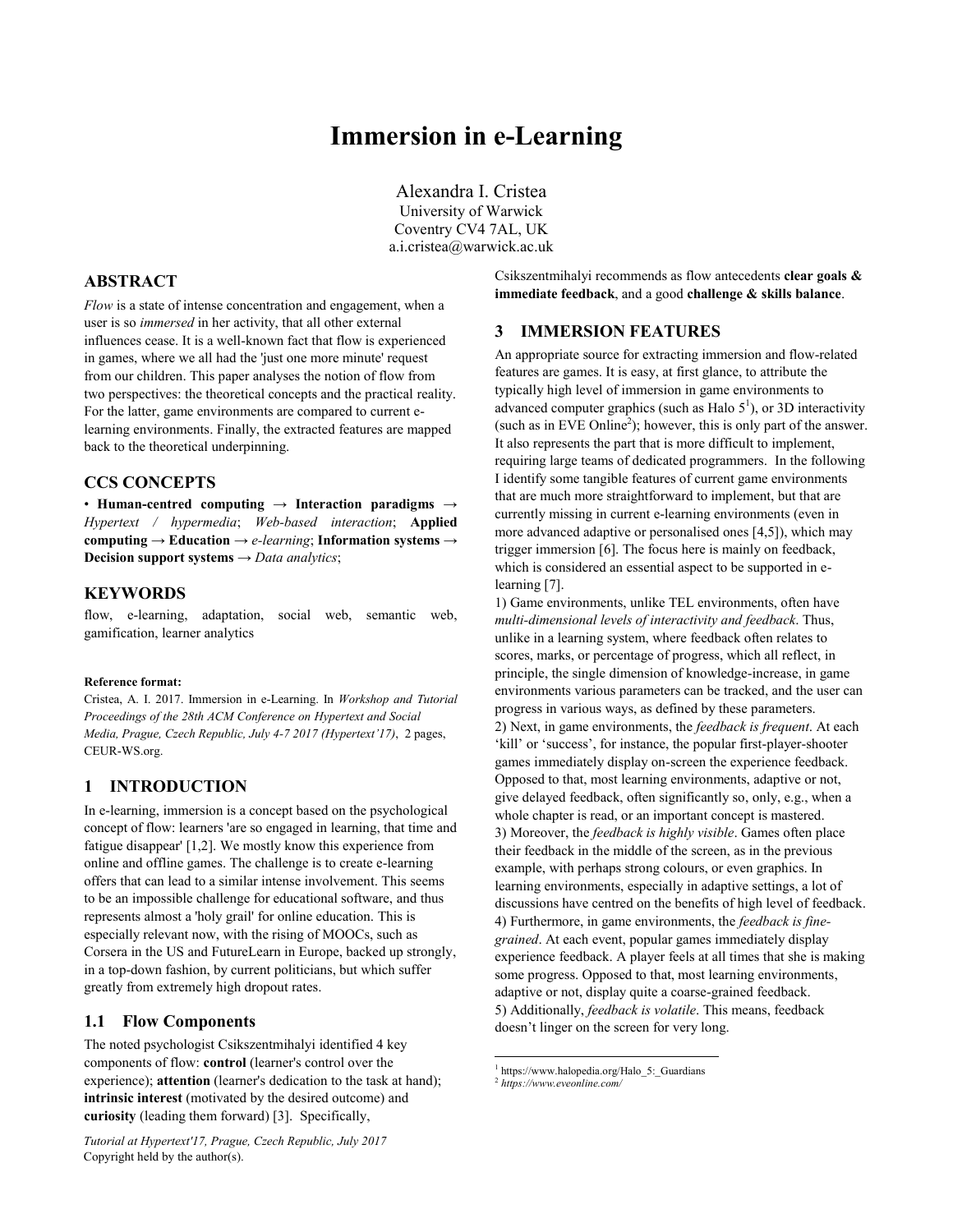# Immersion in e-Learning

Alexandra I. Cristea
University of Warwick
Coventry CV4 7AL, UK
a.i.cristea@warwick.ac.uk

## ABSTRACT

*Flow* is a state of intense concentration and engagement, when a user is so *immersed* in her activity, that all other external influences cease. It is a well-known fact that flow is experienced in games, where we all had the 'just one more minute' request from our children. This paper analyses the notion of flow from two perspectives: the theoretical concepts and the practical reality. For the latter, game environments are compared to current e-learning environments. Finally, the extracted features are mapped back to the theoretical underpinning.

## CCS CONCEPTS

• **Human-centred computing → Interaction paradigms →** *Hypertext / hypermedia*; *Web-based interaction*; **Applied computing → Education →** *e-learning*; **Information systems → Decision support systems →** *Data analytics*;

## KEYWORDS

flow, e-learning, adaptation, social web, semantic web, gamification, learner analytics

**Reference format:**

Cristea, A. I. 2017. Immersion in e-Learning. In *Workshop and Tutorial Proceedings of the 28th ACM Conference on Hypertext and Social Media, Prague, Czech Republic, July 4-7 2017 (Hypertext'17)*, 2 pages, CEUR-WS.org.

## 1 INTRODUCTION

In e-learning, immersion is a concept based on the psychological concept of flow: learners 'are so engaged in learning, that time and fatigue disappear' [1,2]. We mostly know this experience from online and offline games. The challenge is to create e-learning offers that can lead to a similar intense involvement. This seems to be an impossible challenge for educational software, and thus represents almost a 'holy grail' for online education. This is especially relevant now, with the rising of MOOCs, such as Corsera in the US and FutureLearn in Europe, backed up strongly, in a top-down fashion, by current politicians, but which suffer greatly from extremely high dropout rates.

### 1.1 Flow Components

The noted psychologist Csikszentmihalyi identified 4 key components of flow: **control** (learner's control over the experience); **attention** (learner's dedication to the task at hand); **intrinsic interest** (motivated by the desired outcome) and **curiosity** (leading them forward) [3]. Specifically, Csikszentmihalyi recommends as flow antecedents **clear goals & immediate feedback**, and a good **challenge & skills balance**.

*Tutorial at Hypertext'17, Prague, Czech Republic, July 2017*
Copyright held by the author(s).

## 3 IMMERSION FEATURES

An appropriate source for extracting immersion and flow-related features are games. It is easy, at first glance, to attribute the typically high level of immersion in game environments to advanced computer graphics (such as Halo 5[1]), or 3D interactivity (such as in EVE Online[2]); however, this is only part of the answer. It also represents the part that is more difficult to implement, requiring large teams of dedicated programmers. In the following I identify some tangible features of current game environments that are much more straightforward to implement, but that are currently missing in current e-learning environments (even in more advanced adaptive or personalised ones [4,5]), which may trigger immersion [6]. The focus here is mainly on feedback, which is considered an essential aspect to be supported in e-learning [7].

1) Game environments, unlike TEL environments, often have *multi-dimensional levels of interactivity and feedback*. Thus, unlike in a learning system, where feedback often relates to scores, marks, or percentage of progress, which all reflect, in principle, the single dimension of knowledge-increase, in game environments various parameters can be tracked, and the user can progress in various ways, as defined by these parameters.

2) Next, in game environments, the *feedback is frequent*. At each 'kill' or 'success', for instance, the popular first-player-shooter games immediately display on-screen the experience feedback. Opposed to that, most learning environments, adaptive or not, give delayed feedback, often significantly so, only, e.g., when a whole chapter is read, or an important concept is mastered.

3) Moreover, the *feedback is highly visible*. Games often place their feedback in the middle of the screen, as in the previous example, with perhaps strong colours, or even graphics. In learning environments, especially in adaptive settings, a lot of discussions have centred on the benefits of high level of feedback.

4) Furthermore, in game environments, the *feedback is fine-grained*. At each event, popular games immediately display experience feedback. A player feels at all times that she is making some progress. Opposed to that, most learning environments, adaptive or not, display quite a coarse-grained feedback.

5) Additionally, *feedback is volatile*. This means, feedback doesn't linger on the screen for very long.

[1] https://www.halopedia.org/Halo_5:_Guardians
[2] *https://www.eveonline.com/*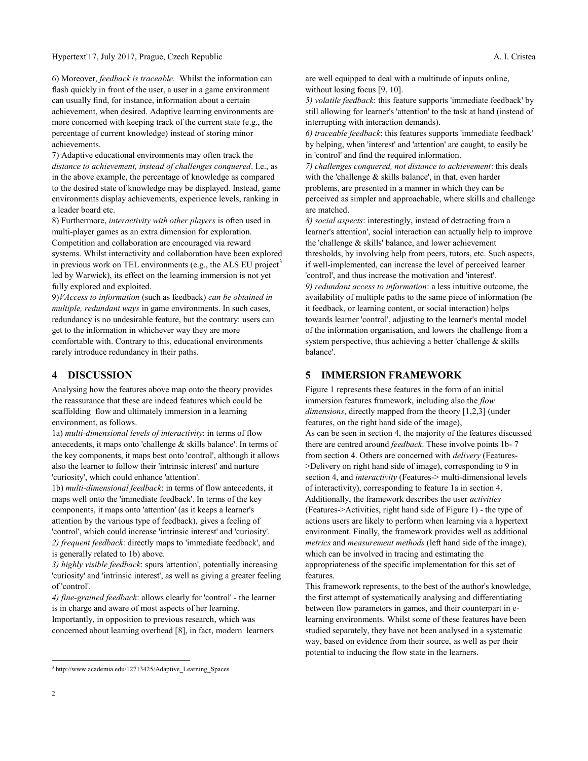6) Moreover, *feedback is traceable*. Whilst the information can flash quickly in front of the user, a user in a game environment can usually find, for instance, information about a certain achievement, when desired. Adaptive learning environments are more concerned with keeping track of the current state (e.g., the percentage of current knowledge) instead of storing minor achievements.

7) Adaptive educational environments may often track the *distance to achievement, instead of challenges conquered*. I.e., as in the above example, the percentage of knowledge as compared to the desired state of knowledge may be displayed. Instead, game environments display achievements, experience levels, ranking in a leader board etc.

8) Furthermore, *interactivity with other players* is often used in multi-player games as an extra dimension for exploration. Competition and collaboration are encouraged via reward systems. Whilst interactivity and collaboration have been explored in previous work on TEL environments (e.g., the ALS EU project[3] led by Warwick), its effect on the learning immersion is not yet fully explored and exploited.

9)V*Access to information* (such as feedback) *can be obtained in multiple, redundant ways* in game environments. In such cases, redundancy is no undesirable feature, but the contrary: users can get to the information in whichever way they are more comfortable with. Contrary to this, educational environments rarely introduce redundancy in their paths.

## 4 DISCUSSION

Analysing how the features above map onto the theory provides the reassurance that these are indeed features which could be scaffolding flow and ultimately immersion in a learning environment, as follows.

1a) *multi-dimensional levels of interactivity*: in terms of flow antecedents, it maps onto 'challenge & skills balance'. In terms of the key components, it maps best onto 'control', although it allows also the learner to follow their 'intrinsic interest' and nurture 'curiosity', which could enhance 'attention'.

1b) *multi-dimensional feedback*: in terms of flow antecedents, it maps well onto the 'immediate feedback'. In terms of the key components, it maps onto 'attention' (as it keeps a learner's attention by the various type of feedback), gives a feeling of 'control', which could increase 'intrinsic interest' and 'curiosity'.

*2) frequent feedback*: directly maps to 'immediate feedback', and is generally related to 1b) above.

*3) highly visible feedback*: spurs 'attention', potentially increasing 'curiosity' and 'intrinsic interest', as well as giving a greater feeling of 'control'.

*4) fine-grained feedback*: allows clearly for 'control' - the learner is in charge and aware of most aspects of her learning. Importantly, in opposition to previous research, which was concerned about learning overhead [8], in fact, modern learners are well equipped to deal with a multitude of inputs online, without losing focus [9, 10].

*5) volatile feedback*: this feature supports 'immediate feedback' by still allowing for learner's 'attention' to the task at hand (instead of interrupting with interaction demands).

*6) traceable feedback*: this features supports 'immediate feedback' by helping, when 'interest' and 'attention' are caught, to easily be in 'control' and find the required information.

*7) challenges conquered, not distance to achievement*: this deals with the 'challenge & skills balance', in that, even harder problems, are presented in a manner in which they can be perceived as simpler and approachable, where skills and challenge are matched.

*8) social aspects*: interestingly, instead of detracting from a learner's attention', social interaction can actually help to improve the 'challenge & skills' balance, and lower achievement thresholds, by involving help from peers, tutors, etc. Such aspects, if well-implemented, can increase the level of perceived learner 'control', and thus increase the motivation and 'interest'.

*9) redundant access to information*: a less intuitive outcome, the availability of multiple paths to the same piece of information (be it feedback, or learning content, or social interaction) helps towards learner 'control', adjusting to the learner's mental model of the information organisation, and lowers the challenge from a system perspective, thus achieving a better 'challenge & skills balance'.

## 5 IMMERSION FRAMEWORK

Figure 1 represents these features in the form of an initial immersion features framework, including also the *flow dimensions*, directly mapped from the theory [1,2,3] (under features, on the right hand side of the image),

As can be seen in section 4, the majority of the features discussed there are centred around *feedback*. These involve points 1b- 7 from section 4. Others are concerned with *delivery* (Features->Delivery on right hand side of image), corresponding to 9 in section 4, and *interactivity* (Features-> multi-dimensional levels of interactivity), corresponding to feature 1a in section 4. Additionally, the framework describes the user *activities* (Features->Activities, right hand side of Figure 1) - the type of actions users are likely to perform when learning via a hypertext environment. Finally, the framework provides well as additional *metrics* and *measurement methods* (left hand side of the image), which can be involved in tracing and estimating the appropriateness of the specific implementation for this set of features.

This framework represents, to the best of the author's knowledge, the first attempt of systematically analysing and differentiating between flow parameters in games, and their counterpart in e-learning environments. Whilst some of these features have been studied separately, they have not been analysed in a systematic way, based on evidence from their source, as well as per their potential to inducing the flow state in the learners.

[3] http://www.academia.edu/12713425/Adaptive_Learning_Spaces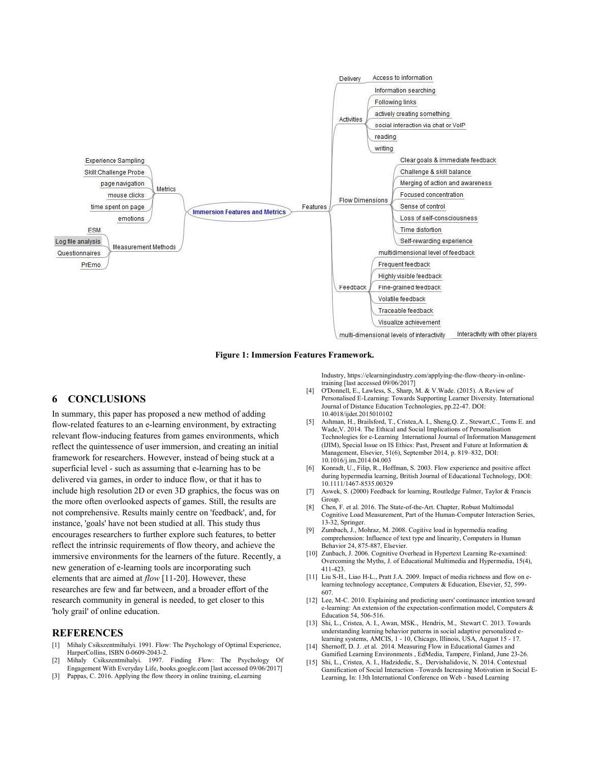- Immersion Features and Metrics
  - Metrics
    - Experience Sampling
    - Skill:Challenge Probe
    - page navigation
    - mouse clicks
    - time spent on page
    - emotions
  - Measurement Methods
    - ESM
    - Log file analysis
    - Questionnaires
    - PrEmo
  - Features
    - Delivery
      - Access to information
    - Activities
      - Information searching
      - Following links
      - actively creating something
      - social interaction via chat or VoIP
      - reading
      - writing
    - Flow Dimensions
      - Clear goals & immediate feedback
      - Challenge & skill balance
      - Merging of action and awareness
      - Focused concentration
      - Sense of control
      - Loss of self-consciousness
      - Time distortion
      - Self-rewarding experience
    - Feedback
      - multidimensional level of feedback
      - Frequent feedback
      - Highly visible feedback
      - Fine-grained feedback
      - Volatile feedback
      - Traceable feedback
      - Visualize achievement
    - multi-dimensional levels of interactivity
      - Interactivity with other players

**Figure 1: Immersion Features Framework.**

## 6 CONCLUSIONS

In summary, this paper has proposed a new method of adding flow-related features to an e-learning environment, by extracting relevant flow-inducing features from games environments, which reflect the quintessence of user immersion, and creating an initial framework for researchers. However, instead of being stuck at a superficial level - such as assuming that e-learning has to be delivered via games, in order to induce flow, or that it has to include high resolution 2D or even 3D graphics, the focus was on the more often overlooked aspects of games. Still, the results are not comprehensive. Results mainly centre on 'feedback', and, for instance, 'goals' have not been studied at all. This study thus encourages researchers to further explore such features, to better reflect the intrinsic requirements of flow theory, and achieve the immersive environments for the learners of the future. Recently, a new generation of e-learning tools are incorporating such elements that are aimed at *flow* [11-20]. However, these researches are few and far between, and a broader effort of the research community in general is needed, to get closer to this 'holy grail' of online education.

## REFERENCES

[1] Mihaly Csikszentmihalyi. 1991. Flow: The Psychology of Optimal Experience, HarperCollins, ISBN 0-0609-2043-2.

[2] Mihaly Csikszentmihalyi. 1997. Finding Flow: The Psychology Of Engagement With Everyday Life, books.google.com [last accessed 09/06/2017]

[3] Pappas, C. 2016. Applying the flow theory in online training, eLearning Industry, https://elearningindustry.com/applying-the-flow-theory-in-online-training [last accessed 09/06/2017]

[4] O'Donnell, E., Lawless, S., Sharp, M. & V.Wade. (2015). A Review of Personalised E-Learning: Towards Supporting Learner Diversity. International Journal of Distance Education Technologies, pp.22-47. DOI: 10.4018/ijdet.2015010102

[5] Ashman, H., Brailsford, T., Cristea,A. I., Sheng,Q. Z., Stewart,C., Toms E. and Wade,V. 2014. The Ethical and Social Implications of Personalisation Technologies for e-Learning International Journal of Information Management (IJIM), Special Issue on IS Ethics: Past, Present and Future at Information & Management, Elsevier, 51(6), September 2014, p. 819–832, DOI: 10.1016/j.im.2014.04.003

[6] Konradt, U., Filip, R., Hoffman, S. 2003. Flow experience and positive affect during hypermedia learning, British Journal of Educational Technology, DOI: 10.1111/1467-8535.00329

[7] Aswek, S. (2000) Feedback for learning, Routledge Falmer, Taylor & Francis Group.

[8] Chen, F. et al. 2016. The State-of-the-Art. Chapter, Robust Multimodal Cognitive Load Measurement, Part of the Human-Computer Interaction Series, 13-32, Springer.

[9] Zumbach, J., Mohraz, M. 2008. Cogitive load in hypermedia reading comprehension: Influence of text type and linearity, Computers in Human Behavior 24, 875-887, Elsevier.

[10] Zunbach, J. 2006. Cognitive Overhead in Hypertext Learning Re-examined: Overcoming the Myths, J. of Educational Multimedia and Hypermedia, 15(4), 411-423.

[11] Liu S-H., Liao H-L., Pratt J.A. 2009. Impact of media richness and flow on e-learning technology acceptance, Computers & Education, Elsevier, 52, 599-607.

[12] Lee, M-C. 2010. Explaining and predicting users' continuance intention toward e-learning: An extension of the expectation-confirmation model, Computers & Education 54, 506-516.

[13] Shi, L., Cristea, A. I., Awan, MSK., Hendrix, M., Stewart C. 2013. Towards understanding learning behavior patterns in social adaptive personalized e-learning systems, AMCIS, 1 - 10, Chicago, Illinois, USA, August 15 - 17.

[14] Shernoff, D. J. .et al. 2014. Measuring Flow in Educational Games and Gamified Learning Environments , EdMedia, Tampere, Finland, June 23-26.

[15] Shi, L., Cristea, A. I., Hadzidedic, S., Dervishalidovic, N. 2014. Contextual Gamification of Social Interaction –Towards Increasing Motivation in Social E-Learning, In: 13th International Conference on Web - based Learning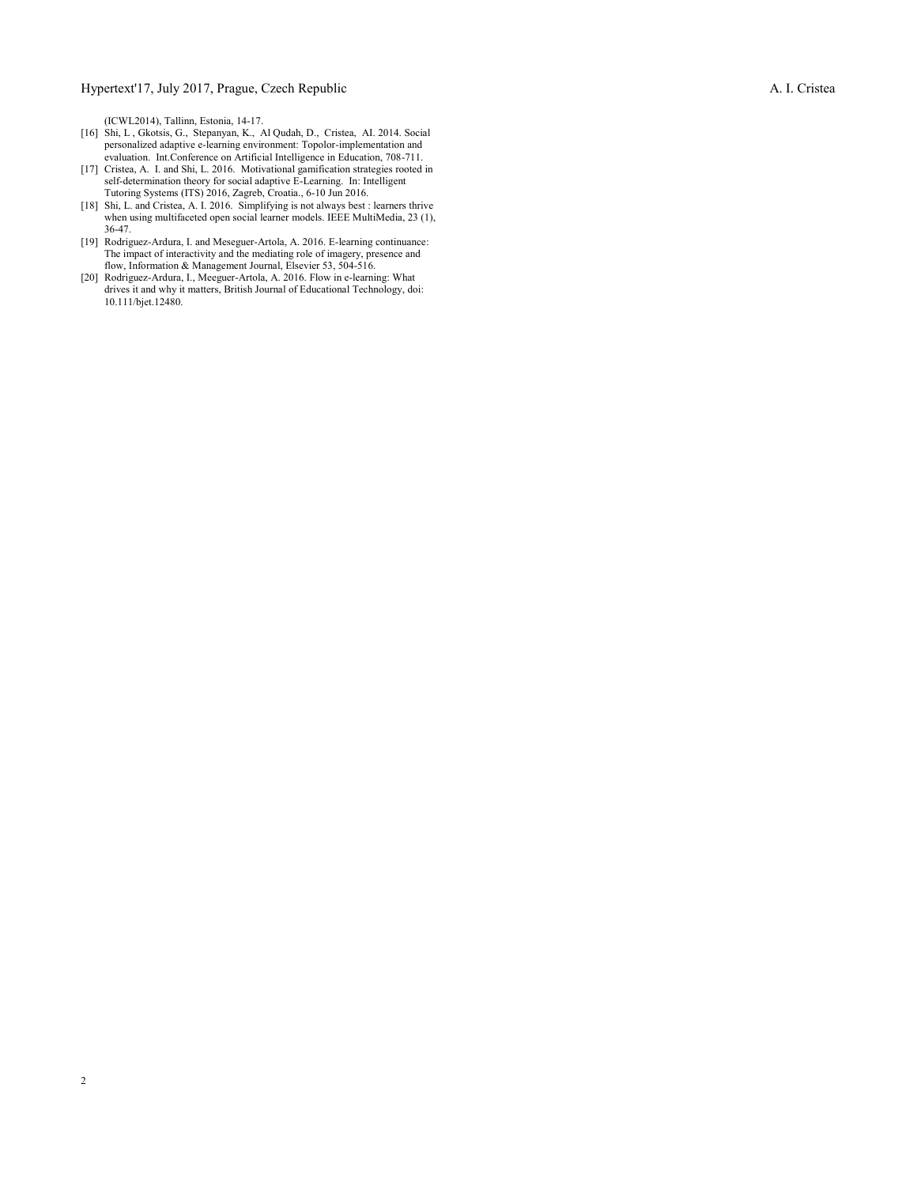(ICWL2014), Tallinn, Estonia, 14-17.

[16] Shi, L , Gkotsis, G., Stepanyan, K., Al Qudah, D., Cristea, AI. 2014. Social personalized adaptive e-learning environment: Topolor-implementation and evaluation. Int.Conference on Artificial Intelligence in Education, 708-711.

[17] Cristea, A. I. and Shi, L. 2016. Motivational gamification strategies rooted in self-determination theory for social adaptive E-Learning. In: Intelligent Tutoring Systems (ITS) 2016, Zagreb, Croatia., 6-10 Jun 2016.

[18] Shi, L. and Cristea, A. I. 2016. Simplifying is not always best : learners thrive when using multifaceted open social learner models. IEEE MultiMedia, 23 (1), 36-47.

[19] Rodriguez-Ardura, I. and Meseguer-Artola, A. 2016. E-learning continuance: The impact of interactivity and the mediating role of imagery, presence and flow, Information & Management Journal, Elsevier 53, 504-516.

[20] Rodriguez-Ardura, I., Meeguer-Artola, A. 2016. Flow in e-learning: What drives it and why it matters, British Journal of Educational Technology, doi: 10.111/bjet.12480.